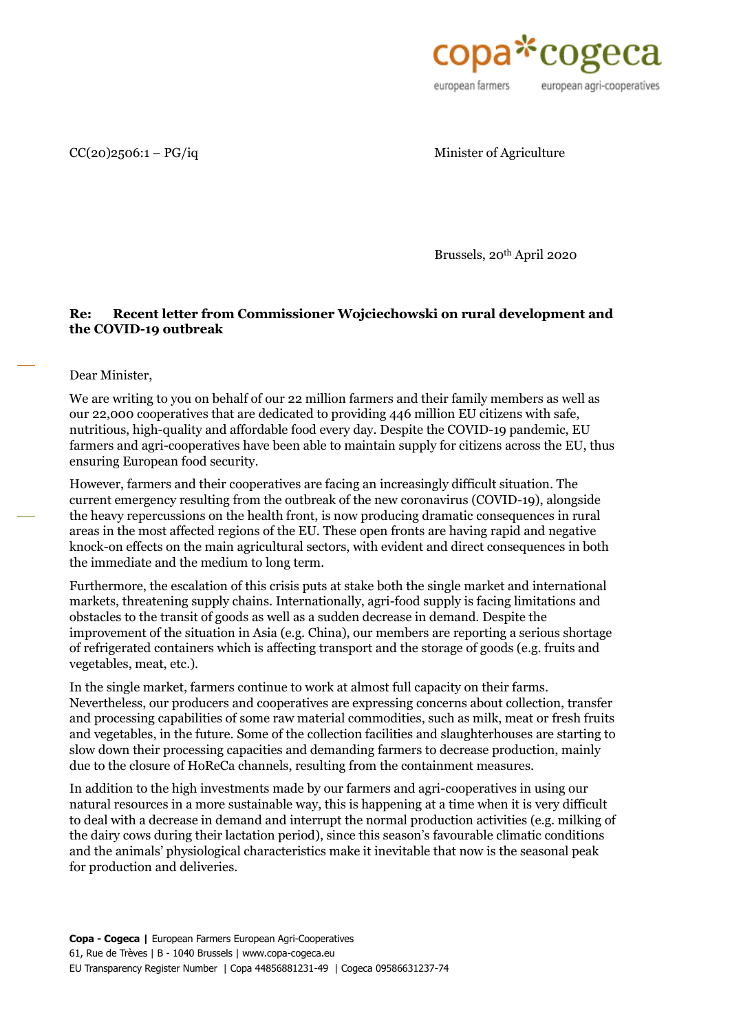CC(20)2506:1 – PG/iq

Minister of Agriculture

Brussels, 20th April 2020

**Re: Recent letter from Commissioner Wojciechowski on rural development and the COVID-19 outbreak**

Dear Minister,

We are writing to you on behalf of our 22 million farmers and their family members as well as our 22,000 cooperatives that are dedicated to providing 446 million EU citizens with safe, nutritious, high-quality and affordable food every day. Despite the COVID-19 pandemic, EU farmers and agri-cooperatives have been able to maintain supply for citizens across the EU, thus ensuring European food security.

However, farmers and their cooperatives are facing an increasingly difficult situation. The current emergency resulting from the outbreak of the new coronavirus (COVID-19), alongside the heavy repercussions on the health front, is now producing dramatic consequences in rural areas in the most affected regions of the EU. These open fronts are having rapid and negative knock-on effects on the main agricultural sectors, with evident and direct consequences in both the immediate and the medium to long term.

Furthermore, the escalation of this crisis puts at stake both the single market and international markets, threatening supply chains. Internationally, agri-food supply is facing limitations and obstacles to the transit of goods as well as a sudden decrease in demand. Despite the improvement of the situation in Asia (e.g. China), our members are reporting a serious shortage of refrigerated containers which is affecting transport and the storage of goods (e.g. fruits and vegetables, meat, etc.).

In the single market, farmers continue to work at almost full capacity on their farms. Nevertheless, our producers and cooperatives are expressing concerns about collection, transfer and processing capabilities of some raw material commodities, such as milk, meat or fresh fruits and vegetables, in the future. Some of the collection facilities and slaughterhouses are starting to slow down their processing capacities and demanding farmers to decrease production, mainly due to the closure of HoReCa channels, resulting from the containment measures.

In addition to the high investments made by our farmers and agri-cooperatives in using our natural resources in a more sustainable way, this is happening at a time when it is very difficult to deal with a decrease in demand and interrupt the normal production activities (e.g. milking of the dairy cows during their lactation period), since this season's favourable climatic conditions and the animals' physiological characteristics make it inevitable that now is the seasonal peak for production and deliveries.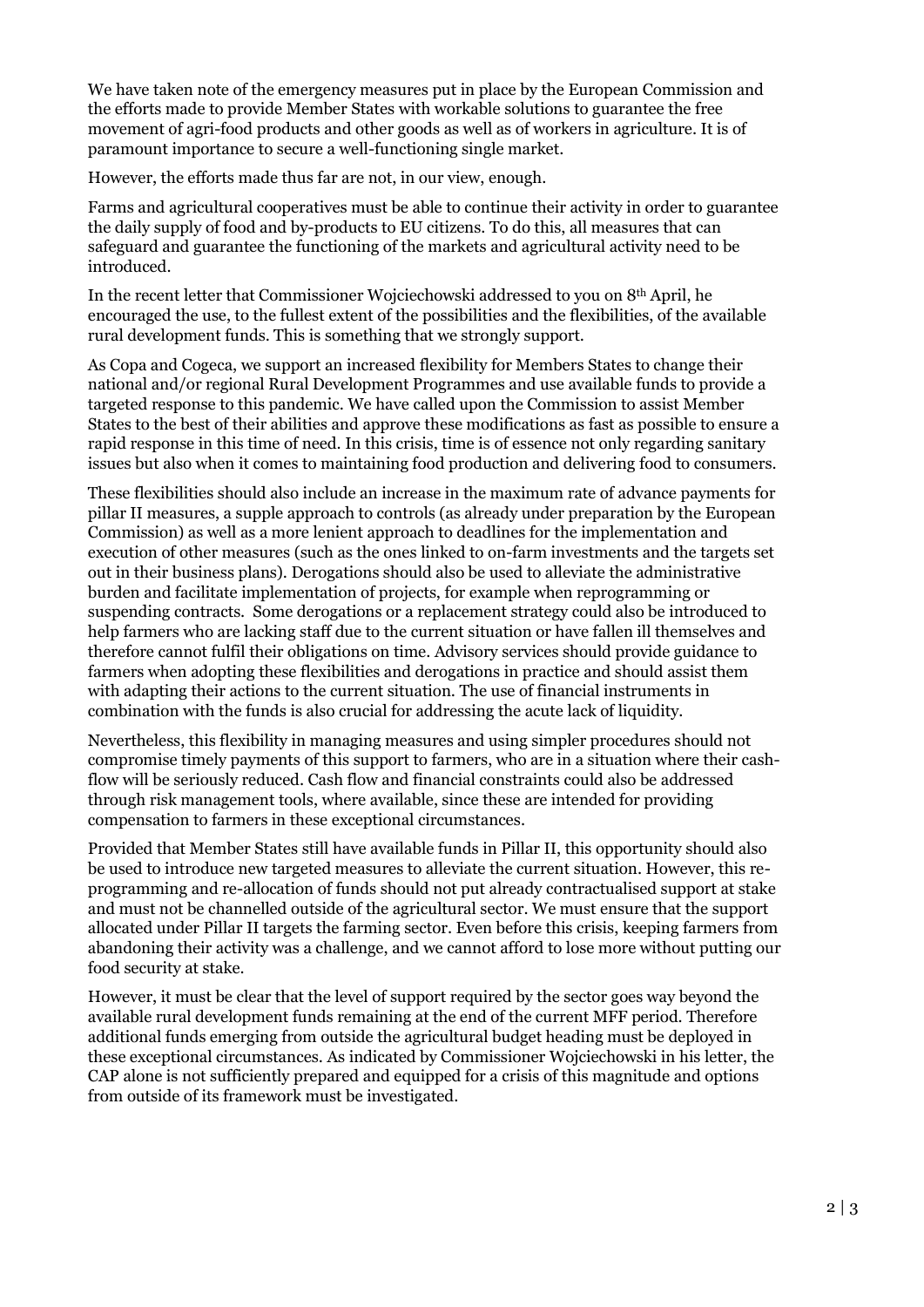We have taken note of the emergency measures put in place by the European Commission and the efforts made to provide Member States with workable solutions to guarantee the free movement of agri-food products and other goods as well as of workers in agriculture. It is of paramount importance to secure a well-functioning single market.

However, the efforts made thus far are not, in our view, enough.

Farms and agricultural cooperatives must be able to continue their activity in order to guarantee the daily supply of food and by-products to EU citizens. To do this, all measures that can safeguard and guarantee the functioning of the markets and agricultural activity need to be introduced.

In the recent letter that Commissioner Wojciechowski addressed to you on 8th April, he encouraged the use, to the fullest extent of the possibilities and the flexibilities, of the available rural development funds. This is something that we strongly support.

As Copa and Cogeca, we support an increased flexibility for Members States to change their national and/or regional Rural Development Programmes and use available funds to provide a targeted response to this pandemic. We have called upon the Commission to assist Member States to the best of their abilities and approve these modifications as fast as possible to ensure a rapid response in this time of need. In this crisis, time is of essence not only regarding sanitary issues but also when it comes to maintaining food production and delivering food to consumers.

These flexibilities should also include an increase in the maximum rate of advance payments for pillar II measures, a supple approach to controls (as already under preparation by the European Commission) as well as a more lenient approach to deadlines for the implementation and execution of other measures (such as the ones linked to on-farm investments and the targets set out in their business plans). Derogations should also be used to alleviate the administrative burden and facilitate implementation of projects, for example when reprogramming or suspending contracts. Some derogations or a replacement strategy could also be introduced to help farmers who are lacking staff due to the current situation or have fallen ill themselves and therefore cannot fulfil their obligations on time. Advisory services should provide guidance to farmers when adopting these flexibilities and derogations in practice and should assist them with adapting their actions to the current situation. The use of financial instruments in combination with the funds is also crucial for addressing the acute lack of liquidity.

Nevertheless, this flexibility in managing measures and using simpler procedures should not compromise timely payments of this support to farmers, who are in a situation where their cash-flow will be seriously reduced. Cash flow and financial constraints could also be addressed through risk management tools, where available, since these are intended for providing compensation to farmers in these exceptional circumstances.

Provided that Member States still have available funds in Pillar II, this opportunity should also be used to introduce new targeted measures to alleviate the current situation. However, this re-programming and re-allocation of funds should not put already contractualised support at stake and must not be channelled outside of the agricultural sector. We must ensure that the support allocated under Pillar II targets the farming sector. Even before this crisis, keeping farmers from abandoning their activity was a challenge, and we cannot afford to lose more without putting our food security at stake.

However, it must be clear that the level of support required by the sector goes way beyond the available rural development funds remaining at the end of the current MFF period. Therefore additional funds emerging from outside the agricultural budget heading must be deployed in these exceptional circumstances. As indicated by Commissioner Wojciechowski in his letter, the CAP alone is not sufficiently prepared and equipped for a crisis of this magnitude and options from outside of its framework must be investigated.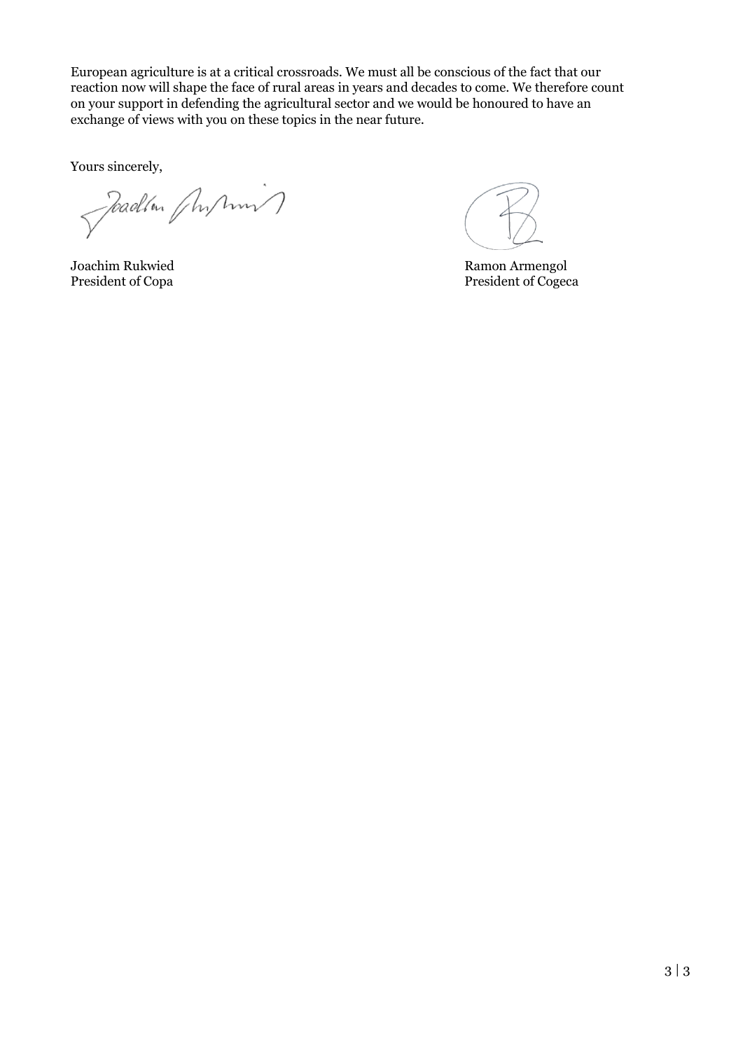European agriculture is at a critical crossroads. We must all be conscious of the fact that our reaction now will shape the face of rural areas in years and decades to come. We therefore count on your support in defending the agricultural sector and we would be honoured to have an exchange of views with you on these topics in the near future.

Yours sincerely,

Joachim Rukwied
President of Copa

Ramon Armengol
President of Cogeca